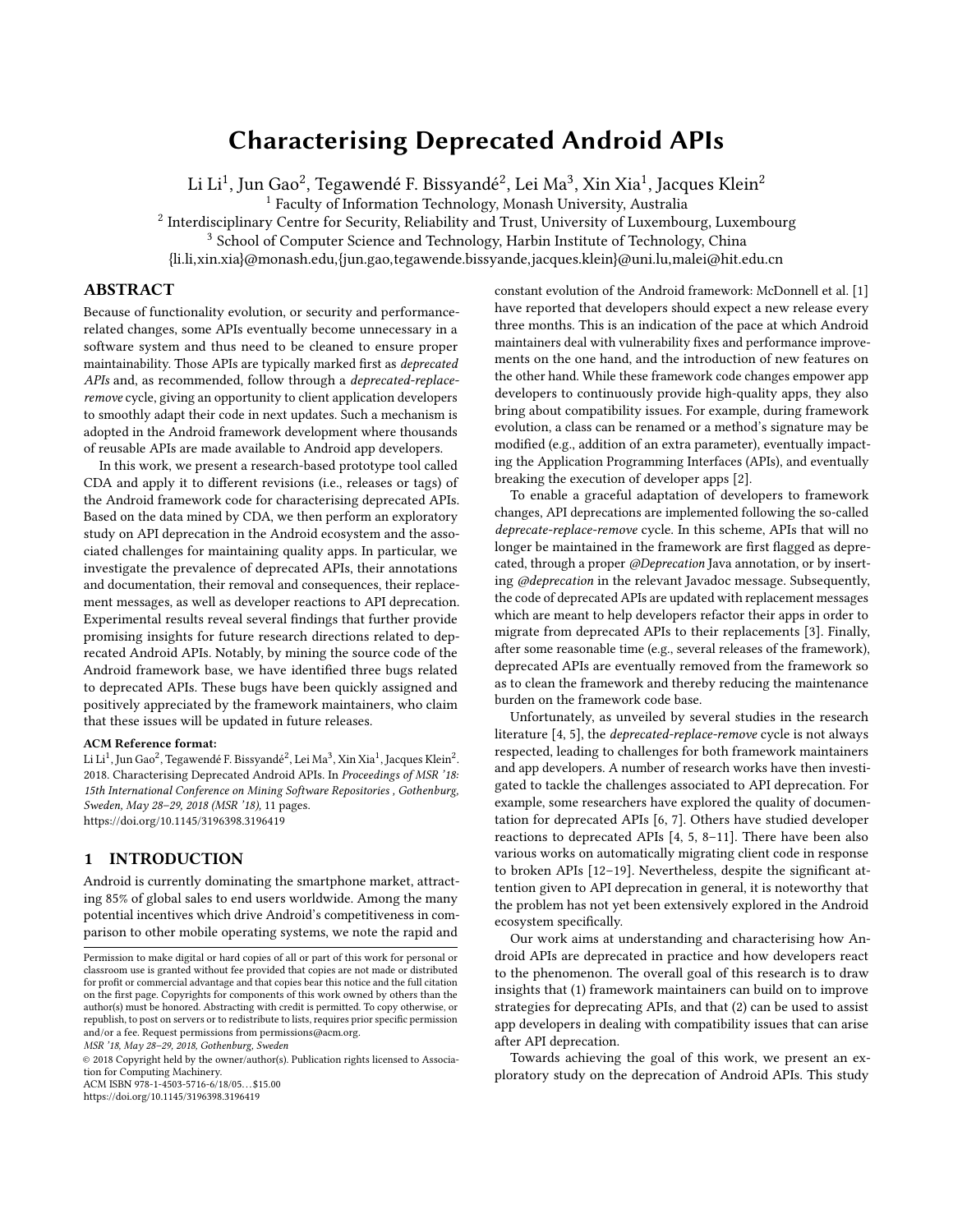# Characterising Deprecated Android APIs

Li Li[1], Jun Gao[2], Tegawendé F. Bissyandé[2], Lei Ma[3], Xin Xia[1], Jacques Klein[2]

[1] Faculty of Information Technology, Monash University, Australia

[2] Interdisciplinary Centre for Security, Reliability and Trust, University of Luxembourg, Luxembourg

[3] School of Computer Science and Technology, Harbin Institute of Technology, China

{li.li,xin.xia}@monash.edu,{jun.gao,tegawende.bissyande,jacques.klein}@uni.lu,malei@hit.edu.cn

## ABSTRACT

Because of functionality evolution, or security and performance-related changes, some APIs eventually become unnecessary in a software system and thus need to be cleaned to ensure proper maintainability. Those APIs are typically marked first as *deprecated APIs* and, as recommended, follow through a *deprecated-replace-remove* cycle, giving an opportunity to client application developers to smoothly adapt their code in next updates. Such a mechanism is adopted in the Android framework development where thousands of reusable APIs are made available to Android app developers.

In this work, we present a research-based prototype tool called CDA and apply it to different revisions (i.e., releases or tags) of the Android framework code for characterising deprecated APIs. Based on the data mined by CDA, we then perform an exploratory study on API deprecation in the Android ecosystem and the associated challenges for maintaining quality apps. In particular, we investigate the prevalence of deprecated APIs, their annotations and documentation, their removal and consequences, their replacement messages, as well as developer reactions to API deprecation. Experimental results reveal several findings that further provide promising insights for future research directions related to deprecated Android APIs. Notably, by mining the source code of the Android framework base, we have identified three bugs related to deprecated APIs. These bugs have been quickly assigned and positively appreciated by the framework maintainers, who claim that these issues will be updated in future releases.

**ACM Reference format:**

Li Li[1], Jun Gao[2], Tegawendé F. Bissyandé[2], Lei Ma[3], Xin Xia[1], Jacques Klein[2]. 2018. Characterising Deprecated Android APIs. In *Proceedings of MSR '18: 15th International Conference on Mining Software Repositories , Gothenburg, Sweden, May 28–29, 2018 (MSR '18),* 11 pages.
https://doi.org/10.1145/3196398.3196419

## 1 INTRODUCTION

Android is currently dominating the smartphone market, attracting 85% of global sales to end users worldwide. Among the many potential incentives which drive Android's competitiveness in comparison to other mobile operating systems, we note the rapid and constant evolution of the Android framework: McDonnell et al. [1] have reported that developers should expect a new release every three months. This is an indication of the pace at which Android maintainers deal with vulnerability fixes and performance improvements on the one hand, and the introduction of new features on the other hand. While these framework code changes empower app developers to continuously provide high-quality apps, they also bring about compatibility issues. For example, during framework evolution, a class can be renamed or a method's signature may be modified (e.g., addition of an extra parameter), eventually impacting the Application Programming Interfaces (APIs), and eventually breaking the execution of developer apps [2].

To enable a graceful adaptation of developers to framework changes, API deprecations are implemented following the so-called *deprecate-replace-remove* cycle. In this scheme, APIs that will no longer be maintained in the framework are first flagged as deprecated, through a proper *@Deprecation* Java annotation, or by inserting *@deprecation* in the relevant Javadoc message. Subsequently, the code of deprecated APIs are updated with replacement messages which are meant to help developers refactor their apps in order to migrate from deprecated APIs to their replacements [3]. Finally, after some reasonable time (e.g., several releases of the framework), deprecated APIs are eventually removed from the framework so as to clean the framework and thereby reducing the maintenance burden on the framework code base.

Unfortunately, as unveiled by several studies in the research literature [4, 5], the *deprecated-replace-remove* cycle is not always respected, leading to challenges for both framework maintainers and app developers. A number of research works have then investigated to tackle the challenges associated to API deprecation. For example, some researchers have explored the quality of documentation for deprecated APIs [6, 7]. Others have studied developer reactions to deprecated APIs [4, 5, 8–11]. There have been also various works on automatically migrating client code in response to broken APIs [12–19]. Nevertheless, despite the significant attention given to API deprecation in general, it is noteworthy that the problem has not yet been extensively explored in the Android ecosystem specifically.

Our work aims at understanding and characterising how Android APIs are deprecated in practice and how developers react to the phenomenon. The overall goal of this research is to draw insights that (1) framework maintainers can build on to improve strategies for deprecating APIs, and that (2) can be used to assist app developers in dealing with compatibility issues that can arise after API deprecation.

Towards achieving the goal of this work, we present an exploratory study on the deprecation of Android APIs. This study

---

Permission to make digital or hard copies of all or part of this work for personal or classroom use is granted without fee provided that copies are not made or distributed for profit or commercial advantage and that copies bear this notice and the full citation on the first page. Copyrights for components of this work owned by others than the author(s) must be honored. Abstracting with credit is permitted. To copy otherwise, or republish, to post on servers or to redistribute to lists, requires prior specific permission and/or a fee. Request permissions from permissions@acm.org.

*MSR '18, May 28–29, 2018, Gothenburg, Sweden*

© 2018 Copyright held by the owner/author(s). Publication rights licensed to Association for Computing Machinery.
ACM ISBN 978-1-4503-5716-6/18/05…$15.00
https://doi.org/10.1145/3196398.3196419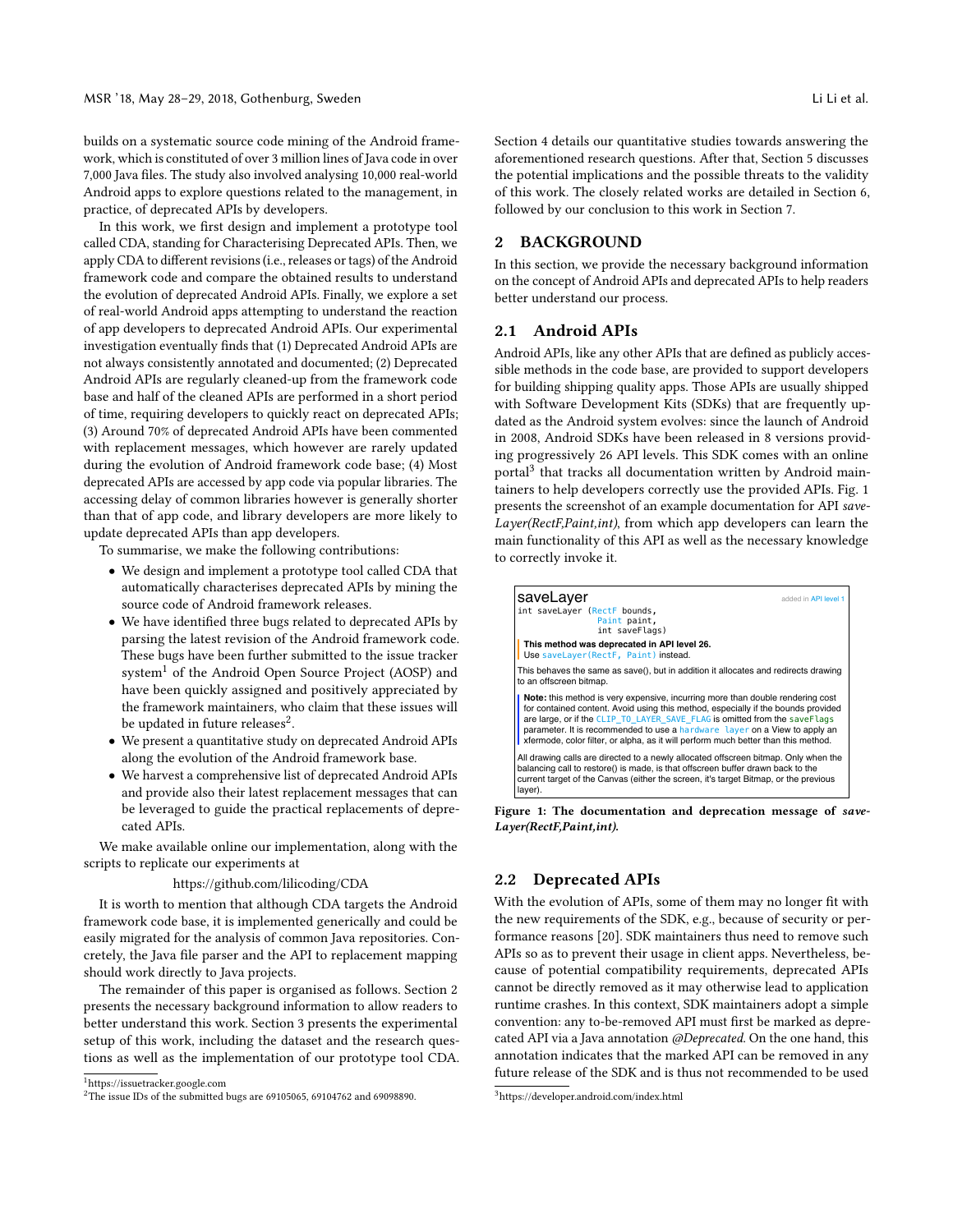builds on a systematic source code mining of the Android framework, which is constituted of over 3 million lines of Java code in over 7,000 Java files. The study also involved analysing 10,000 real-world Android apps to explore questions related to the management, in practice, of deprecated APIs by developers.

In this work, we first design and implement a prototype tool called CDA, standing for Characterising Deprecated APIs. Then, we apply CDA to different revisions (i.e., releases or tags) of the Android framework code and compare the obtained results to understand the evolution of deprecated Android APIs. Finally, we explore a set of real-world Android apps attempting to understand the reaction of app developers to deprecated Android APIs. Our experimental investigation eventually finds that (1) Deprecated Android APIs are not always consistently annotated and documented; (2) Deprecated Android APIs are regularly cleaned-up from the framework code base and half of the cleaned APIs are performed in a short period of time, requiring developers to quickly react on deprecated APIs; (3) Around 70% of deprecated Android APIs have been commented with replacement messages, which however are rarely updated during the evolution of Android framework code base; (4) Most deprecated APIs are accessed by app code via popular libraries. The accessing delay of common libraries however is generally shorter than that of app code, and library developers are more likely to update deprecated APIs than app developers.

To summarise, we make the following contributions:

- We design and implement a prototype tool called CDA that automatically characterises deprecated APIs by mining the source code of Android framework releases.
- We have identified three bugs related to deprecated APIs by parsing the latest revision of the Android framework code. These bugs have been further submitted to the issue tracker system[1] of the Android Open Source Project (AOSP) and have been quickly assigned and positively appreciated by the framework maintainers, who claim that these issues will be updated in future releases[2].
- We present a quantitative study on deprecated Android APIs along the evolution of the Android framework base.
- We harvest a comprehensive list of deprecated Android APIs and provide also their latest replacement messages that can be leveraged to guide the practical replacements of deprecated APIs.

We make available online our implementation, along with the scripts to replicate our experiments at

https://github.com/lilicoding/CDA

It is worth to mention that although CDA targets the Android framework code base, it is implemented generically and could be easily migrated for the analysis of common Java repositories. Concretely, the Java file parser and the API to replacement mapping should work directly to Java projects.

The remainder of this paper is organised as follows. Section 2 presents the necessary background information to allow readers to better understand this work. Section 3 presents the experimental setup of this work, including the dataset and the research questions as well as the implementation of our prototype tool CDA. Section 4 details our quantitative studies towards answering the aforementioned research questions. After that, Section 5 discusses the potential implications and the possible threats to the validity of this work. The closely related works are detailed in Section 6, followed by our conclusion to this work in Section 7.

[1] https://issuetracker.google.com

[2] The issue IDs of the submitted bugs are 69105065, 69104762 and 69098890.

## 2 BACKGROUND

In this section, we provide the necessary background information on the concept of Android APIs and deprecated APIs to help readers better understand our process.

### 2.1 Android APIs

Android APIs, like any other APIs that are defined as publicly accessible methods in the code base, are provided to support developers for building shipping quality apps. Those APIs are usually shipped with Software Development Kits (SDKs) that are frequently updated as the Android system evolves: since the launch of Android in 2008, Android SDKs have been released in 8 versions providing progressively 26 API levels. This SDK comes with an online portal[3] that tracks all documentation written by Android maintainers to help developers correctly use the provided APIs. Fig. 1 presents the screenshot of an example documentation for API *saveLayer(RectF,Paint,int)*, from which app developers can learn the main functionality of this API as well as the necessary knowledge to correctly invoke it.

**saveLayer** — added in API level 1

```
int saveLayer (RectF bounds,
               Paint paint,
               int saveFlags)
```

**This method was deprecated in API level 26.**
Use saveLayer(RectF, Paint) instead.

This behaves the same as save(), but in addition it allocates and redirects drawing to an offscreen bitmap.

**Note:** this method is very expensive, incurring more than double rendering cost for contained content. Avoid using this method, especially if the bounds provided are large, or if the CLIP_TO_LAYER_SAVE_FLAG is omitted from the saveFlags parameter. It is recommended to use a hardware layer on a View to apply an xfermode, color filter, or alpha, as it will perform much better than this method.

All drawing calls are directed to a newly allocated offscreen bitmap. Only when the balancing call to restore() is made, is that offscreen buffer drawn back to the current target of the Canvas (either the screen, it's target Bitmap, or the previous layer).

**Figure 1: The documentation and deprecation message of *saveLayer(RectF,Paint,int)*.**

### 2.2 Deprecated APIs

With the evolution of APIs, some of them may no longer fit with the new requirements of the SDK, e.g., because of security or performance reasons [20]. SDK maintainers thus need to remove such APIs so as to prevent their usage in client apps. Nevertheless, because of potential compatibility requirements, deprecated APIs cannot be directly removed as it may otherwise lead to application runtime crashes. In this context, SDK maintainers adopt a simple convention: any to-be-removed API must first be marked as deprecated API via a Java annotation *@Deprecated*. On the one hand, this annotation indicates that the marked API can be removed in any future release of the SDK and is thus not recommended to be used

[3] https://developer.android.com/index.html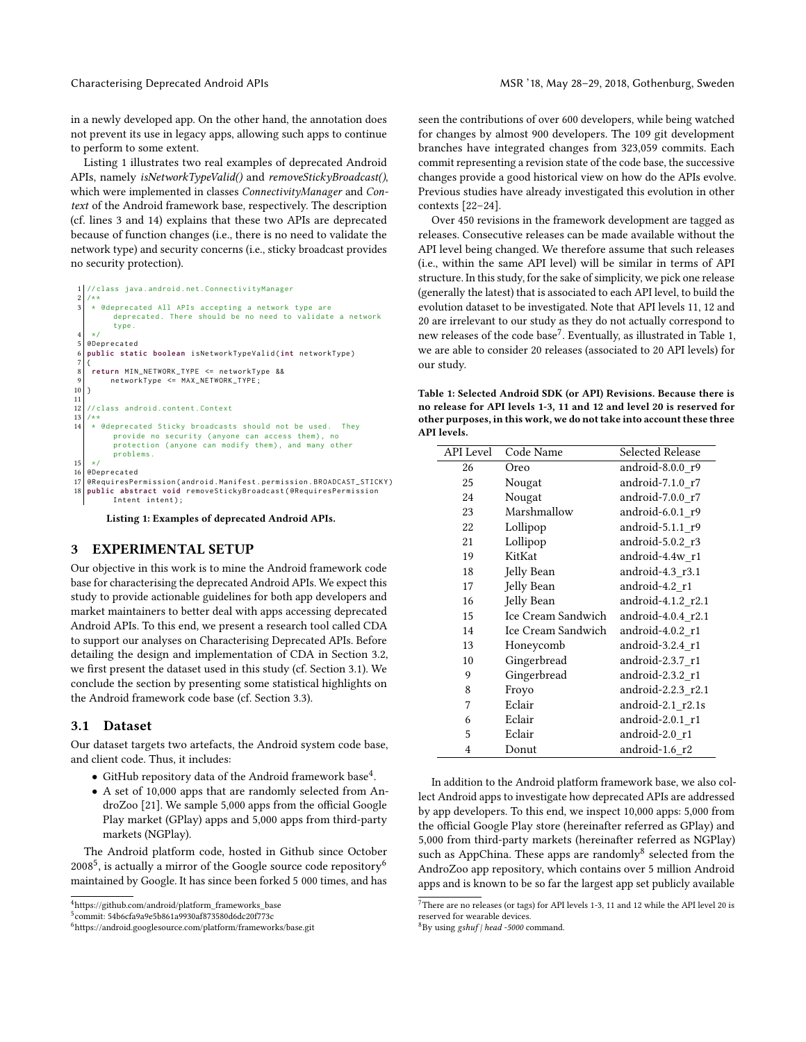in a newly developed app. On the other hand, the annotation does not prevent its use in legacy apps, allowing such apps to continue to perform to some extent.

Listing 1 illustrates two real examples of deprecated Android APIs, namely *isNetworkTypeValid()* and *removeStickyBroadcast()*, which were implemented in classes *ConnectivityManager* and *Context* of the Android framework base, respectively. The description (cf. lines 3 and 14) explains that these two APIs are deprecated because of function changes (i.e., there is no need to validate the network type) and security concerns (i.e., sticky broadcast provides no security protection).

```
1  //class java.android.net.ConnectivityManager
2  /**
3   * @deprecated All APIs accepting a network type are
        deprecated. There should be no need to validate a network
        type.
4   */
5  @Deprecated
6  public static boolean isNetworkTypeValid(int networkType)
7  {
8   return MIN_NETWORK_TYPE <= networkType &&
9       networkType <= MAX_NETWORK_TYPE;
10 }
11
12 //class android.content.Context
13 /**
14  * @deprecated Sticky broadcasts should not be used.  They
        provide no security (anyone can access them), no
        protection (anyone can modify them), and many other
        problems.
15  */
16 @Deprecated
17 @RequiresPermission(android.Manifest.permission.BROADCAST_STICKY)
18 public abstract void removeStickyBroadcast(@RequiresPermission
        Intent intent);
```

**Listing 1: Examples of deprecated Android APIs.**

## 3 EXPERIMENTAL SETUP

Our objective in this work is to mine the Android framework code base for characterising the deprecated Android APIs. We expect this study to provide actionable guidelines for both app developers and market maintainers to better deal with apps accessing deprecated Android APIs. To this end, we present a research tool called CDA to support our analyses on Characterising Deprecated APIs. Before detailing the design and implementation of CDA in Section 3.2, we first present the dataset used in this study (cf. Section 3.1). We conclude the section by presenting some statistical highlights on the Android framework code base (cf. Section 3.3).

### 3.1 Dataset

Our dataset targets two artefacts, the Android system code base, and client code. Thus, it includes:

- GitHub repository data of the Android framework base[4].
- A set of 10,000 apps that are randomly selected from AndroZoo [21]. We sample 5,000 apps from the official Google Play market (GPlay) apps and 5,000 apps from third-party markets (NGPlay).

The Android platform code, hosted in Github since October 2008[5], is actually a mirror of the Google source code repository[6] maintained by Google. It has since been forked 5 000 times, and has seen the contributions of over 600 developers, while being watched for changes by almost 900 developers. The 109 git development branches have integrated changes from 323,059 commits. Each commit representing a revision state of the code base, the successive changes provide a good historical view on how do the APIs evolve. Previous studies have already investigated this evolution in other contexts [22–24].

Over 450 revisions in the framework development are tagged as releases. Consecutive releases can be made available without the API level being changed. We therefore assume that such releases (i.e., within the same API level) will be similar in terms of API structure. In this study, for the sake of simplicity, we pick one release (generally the latest) that is associated to each API level, to build the evolution dataset to be investigated. Note that API levels 11, 12 and 20 are irrelevant to our study as they do not actually correspond to new releases of the code base[7]. Eventually, as illustrated in Table 1, we are able to consider 20 releases (associated to 20 API levels) for our study.

**Table 1: Selected Android SDK (or API) Revisions. Because there is no release for API levels 1-3, 11 and 12 and level 20 is reserved for other purposes, in this work, we do not take into account these three API levels.**

| API Level | Code Name | Selected Release |
|---|---|---|
| 26 | Oreo | android-8.0.0_r9 |
| 25 | Nougat | android-7.1.0_r7 |
| 24 | Nougat | android-7.0.0_r7 |
| 23 | Marshmallow | android-6.0.1_r9 |
| 22 | Lollipop | android-5.1.1_r9 |
| 21 | Lollipop | android-5.0.2_r3 |
| 19 | KitKat | android-4.4w_r1 |
| 18 | Jelly Bean | android-4.3_r3.1 |
| 17 | Jelly Bean | android-4.2_r1 |
| 16 | Jelly Bean | android-4.1.2_r2.1 |
| 15 | Ice Cream Sandwich | android-4.0.4_r2.1 |
| 14 | Ice Cream Sandwich | android-4.0.2_r1 |
| 13 | Honeycomb | android-3.2.4_r1 |
| 10 | Gingerbread | android-2.3.7_r1 |
| 9 | Gingerbread | android-2.3.2_r1 |
| 8 | Froyo | android-2.2.3_r2.1 |
| 7 | Eclair | android-2.1_r2.1s |
| 6 | Eclair | android-2.0.1_r1 |
| 5 | Eclair | android-2.0_r1 |
| 4 | Donut | android-1.6_r2 |

In addition to the Android platform framework base, we also collect Android apps to investigate how deprecated APIs are addressed by app developers. To this end, we inspect 10,000 apps: 5,000 from the official Google Play store (hereinafter referred as GPlay) and 5,000 from third-party markets (hereinafter referred as NGPlay) such as AppChina. These apps are randomly[8] selected from the AndroZoo app repository, which contains over 5 million Android apps and is known to be so far the largest app set publicly available

[4] https://github.com/android/platform_frameworks_base

[5] commit: 54b6cfa9a9e5b861a9930af873580d6dc20f773c

[6] https://android.googlesource.com/platform/frameworks/base.git

[7] There are no releases (or tags) for API levels 1-3, 11 and 12 while the API level 20 is reserved for wearable devices.

[8] By using *gshuf | head -5000* command.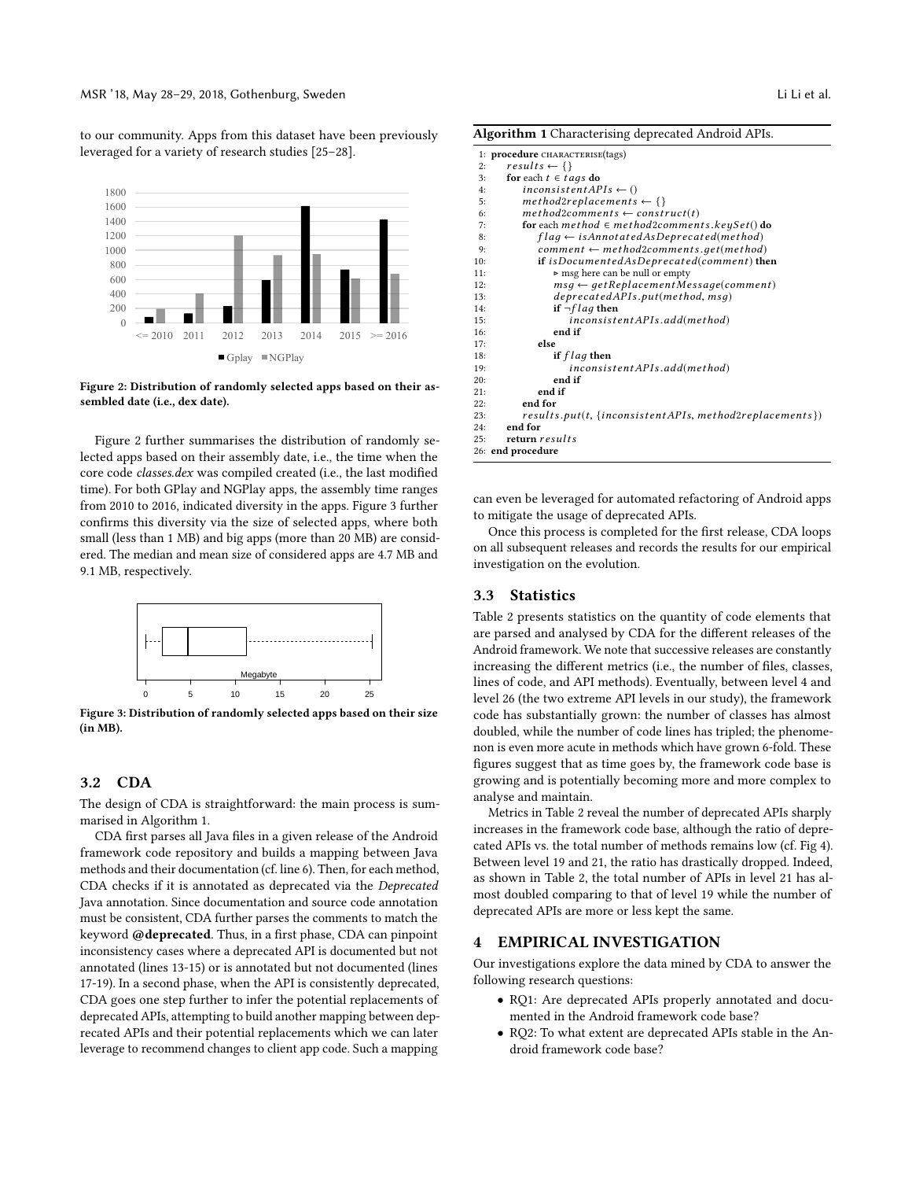to our community. Apps from this dataset have been previously leveraged for a variety of research studies [25–28].

Figure 2: Distribution of randomly selected apps based on their assembled date (i.e., dex date).

Figure 2 further summarises the distribution of randomly selected apps based on their assembly date, i.e., the time when the core code *classes.dex* was compiled created (i.e., the last modified time). For both GPlay and NGPlay apps, the assembly time ranges from 2010 to 2016, indicated diversity in the apps. Figure 3 further confirms this diversity via the size of selected apps, where both small (less than 1 MB) and big apps (more than 20 MB) are considered. The median and mean size of considered apps are 4.7 MB and 9.1 MB, respectively.

Figure 3: Distribution of randomly selected apps based on their size (in MB).

## 3.2 CDA

The design of CDA is straightforward: the main process is summarised in Algorithm 1.

CDA first parses all Java files in a given release of the Android framework code repository and builds a mapping between Java methods and their documentation (cf. line 6). Then, for each method, CDA checks if it is annotated as deprecated via the *Deprecated* Java annotation. Since documentation and source code annotation must be consistent, CDA further parses the comments to match the keyword **@deprecated**. Thus, in a first phase, CDA can pinpoint inconsistency cases where a deprecated API is documented but not annotated (lines 13-15) or is annotated but not documented (lines 17-19). In a second phase, when the API is consistently deprecated, CDA goes one step further to infer the potential replacements of deprecated APIs, attempting to build another mapping between deprecated APIs and their potential replacements which we can later leverage to recommend changes to client app code. Such a mapping can even be leveraged for automated refactoring of Android apps to mitigate the usage of deprecated APIs.

**Algorithm 1** Characterising deprecated Android APIs.

```
1:  procedure CHARACTERISE(tags)
2:      results ← {}
3:      for each t ∈ tags do
4:          inconsistentAPIs ← ()
5:          method2replacements ← {}
6:          method2comments ← construct(t)
7:          for each method ∈ method2comments.keySet() do
8:              flag ← isAnnotatedAsDeprecated(method)
9:              comment ← method2comments.get(method)
10:             if isDocumentedAsDeprecated(comment) then
11:                 ▷ msg here can be null or empty
12:                 msg ← getReplacementMessage(comment)
13:                 deprecatedAPIs.put(method, msg)
14:                 if ¬flag then
15:                     inconsistentAPIs.add(method)
16:                 end if
17:             else
18:                 if flag then
19:                     inconsistentAPIs.add(method)
20:                 end if
21:             end if
22:         end for
23:         results.put(t, {inconsistentAPIs, method2replacements})
24:     end for
25:     return results
26: end procedure
```

Once this process is completed for the first release, CDA loops on all subsequent releases and records the results for our empirical investigation on the evolution.

## 3.3 Statistics

Table 2 presents statistics on the quantity of code elements that are parsed and analysed by CDA for the different releases of the Android framework. We note that successive releases are constantly increasing the different metrics (i.e., the number of files, classes, lines of code, and API methods). Eventually, between level 4 and level 26 (the two extreme API levels in our study), the framework code has substantially grown: the number of classes has almost doubled, while the number of code lines has tripled; the phenomenon is even more acute in methods which have grown 6-fold. These figures suggest that as time goes by, the framework code base is growing and is potentially becoming more and more complex to analyse and maintain.

Metrics in Table 2 reveal the number of deprecated APIs sharply increases in the framework code base, although the ratio of deprecated APIs vs. the total number of methods remains low (cf. Fig 4). Between level 19 and 21, the ratio has drastically dropped. Indeed, as shown in Table 2, the total number of APIs in level 21 has almost doubled comparing to that of level 19 while the number of deprecated APIs are more or less kept the same.

# 4 EMPIRICAL INVESTIGATION

Our investigations explore the data mined by CDA to answer the following research questions:

- RQ1: Are deprecated APIs properly annotated and documented in the Android framework code base?
- RQ2: To what extent are deprecated APIs stable in the Android framework code base?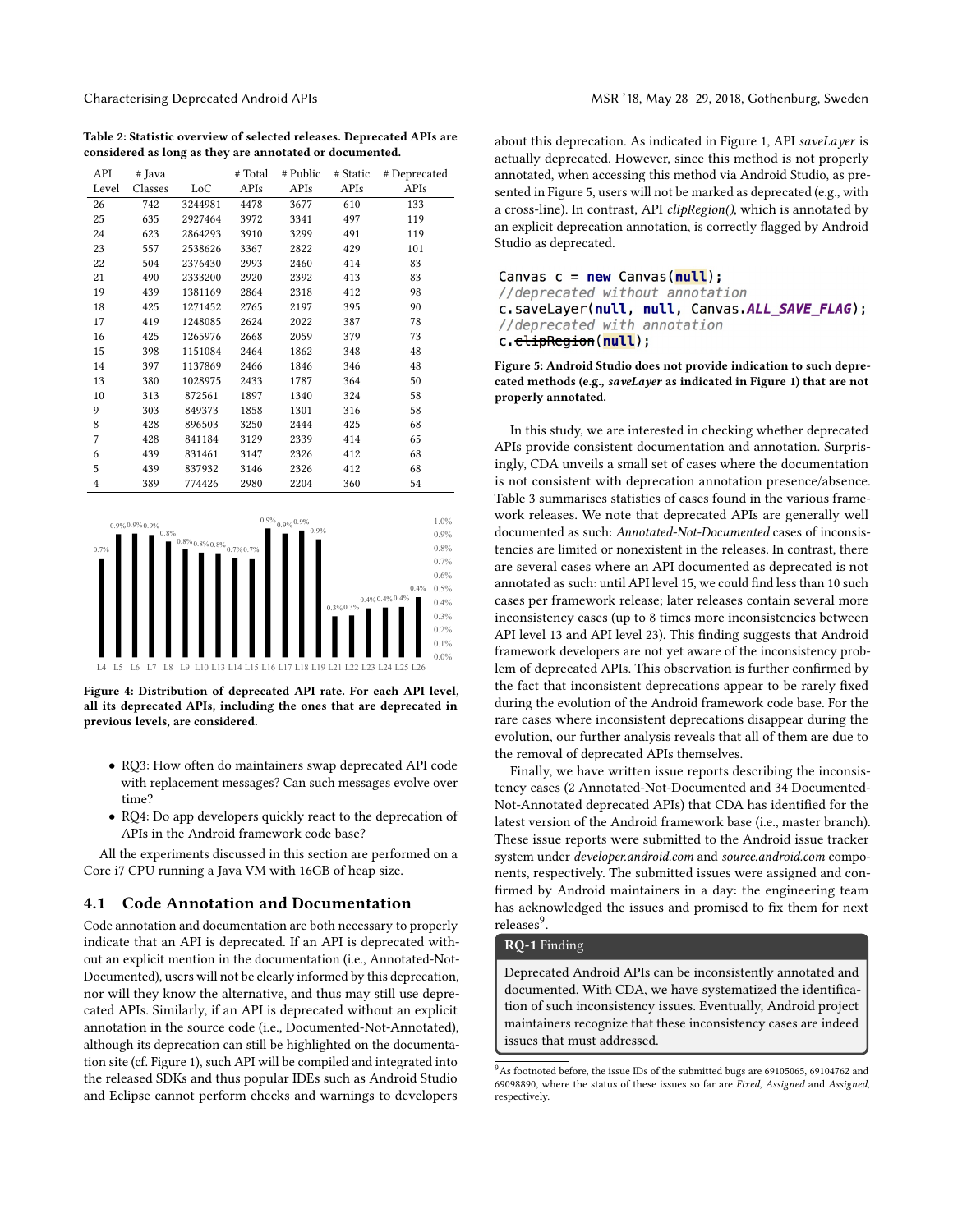Table 2: Statistic overview of selected releases. Deprecated APIs are considered as long as they are annotated or documented.

| API Level | # Java Classes | LoC | # Total APIs | # Public APIs | # Static APIs | # Deprecated APIs |
|---|---|---|---|---|---|---|
| 26 | 742 | 3244981 | 4478 | 3677 | 610 | 133 |
| 25 | 635 | 2927464 | 3972 | 3341 | 497 | 119 |
| 24 | 623 | 2864293 | 3910 | 3299 | 491 | 119 |
| 23 | 557 | 2538626 | 3367 | 2822 | 429 | 101 |
| 22 | 504 | 2376430 | 2993 | 2460 | 414 | 83 |
| 21 | 490 | 2333200 | 2920 | 2392 | 413 | 83 |
| 19 | 439 | 1381169 | 2864 | 2318 | 412 | 98 |
| 18 | 425 | 1271452 | 2765 | 2197 | 395 | 90 |
| 17 | 419 | 1248085 | 2624 | 2022 | 387 | 78 |
| 16 | 425 | 1265976 | 2668 | 2059 | 379 | 73 |
| 15 | 398 | 1151084 | 2464 | 1862 | 348 | 48 |
| 14 | 397 | 1137869 | 2466 | 1846 | 346 | 48 |
| 13 | 380 | 1028975 | 2433 | 1787 | 364 | 50 |
| 10 | 313 | 872561 | 1897 | 1340 | 324 | 58 |
| 9 | 303 | 849373 | 1858 | 1301 | 316 | 58 |
| 8 | 428 | 896503 | 3250 | 2444 | 425 | 68 |
| 7 | 428 | 841184 | 3129 | 2339 | 414 | 65 |
| 6 | 439 | 831461 | 3147 | 2326 | 412 | 68 |
| 5 | 439 | 837932 | 3146 | 2326 | 412 | 68 |
| 4 | 389 | 774426 | 2980 | 2204 | 360 | 54 |

Figure 4: Distribution of deprecated API rate. For each API level, all its deprecated APIs, including the ones that are deprecated in previous levels, are considered.

- RQ3: How often do maintainers swap deprecated API code with replacement messages? Can such messages evolve over time?
- RQ4: Do app developers quickly react to the deprecation of APIs in the Android framework code base?

All the experiments discussed in this section are performed on a Core i7 CPU running a Java VM with 16GB of heap size.

## 4.1 Code Annotation and Documentation

Code annotation and documentation are both necessary to properly indicate that an API is deprecated. If an API is deprecated without an explicit mention in the documentation (i.e., Annotated-Not-Documented), users will not be clearly informed by this deprecation, nor will they know the alternative, and thus may still use deprecated APIs. Similarly, if an API is deprecated without an explicit annotation in the source code (i.e., Documented-Not-Annotated), although its deprecation can still be highlighted on the documentation site (cf. Figure 1), such API will be compiled and integrated into the released SDKs and thus popular IDEs such as Android Studio and Eclipse cannot perform checks and warnings to developers about this deprecation. As indicated in Figure 1, API *saveLayer* is actually deprecated. However, since this method is not properly annotated, when accessing this method via Android Studio, as presented in Figure 5, users will not be marked as deprecated (e.g., with a cross-line). In contrast, API *clipRegion()*, which is annotated by an explicit deprecation annotation, is correctly flagged by Android Studio as deprecated.

```
Canvas c = new Canvas(null);
//deprecated without annotation
c.saveLayer(null, null, Canvas.ALL_SAVE_FLAG);
//deprecated with annotation
c.clipRegion(null);
```

Figure 5: Android Studio does not provide indication to such deprecated methods (e.g., *saveLayer* as indicated in Figure 1) that are not properly annotated.

In this study, we are interested in checking whether deprecated APIs provide consistent documentation and annotation. Surprisingly, CDA unveils a small set of cases where the documentation is not consistent with deprecation annotation presence/absence. Table 3 summarises statistics of cases found in the various framework releases. We note that deprecated APIs are generally well documented as such: *Annotated-Not-Documented* cases of inconsistencies are limited or nonexistent in the releases. In contrast, there are several cases where an API documented as deprecated is not annotated as such: until API level 15, we could find less than 10 such cases per framework release; later releases contain several more inconsistency cases (up to 8 times more inconsistencies between API level 13 and API level 23). This finding suggests that Android framework developers are not yet aware of the inconsistency problem of deprecated APIs. This observation is further confirmed by the fact that inconsistent deprecations appear to be rarely fixed during the evolution of the Android framework code base. For the rare cases where inconsistent deprecations disappear during the evolution, our further analysis reveals that all of them are due to the removal of deprecated APIs themselves.

Finally, we have written issue reports describing the inconsistency cases (2 Annotated-Not-Documented and 34 Documented-Not-Annotated deprecated APIs) that CDA has identified for the latest version of the Android framework base (i.e., master branch). These issue reports were submitted to the Android issue tracker system under *developer.android.com* and *source.android.com* components, respectively. The submitted issues were assigned and confirmed by Android maintainers in a day: the engineering team has acknowledged the issues and promised to fix them for next releases[9].

**RQ-1 Finding**

Deprecated Android APIs can be inconsistently annotated and documented. With CDA, we have systematized the identification of such inconsistency issues. Eventually, Android project maintainers recognize that these inconsistency cases are indeed issues that must addressed.

[9] As footnoted before, the issue IDs of the submitted bugs are 69105065, 69104762 and 69098890, where the status of these issues so far are *Fixed*, *Assigned* and *Assigned*, respectively.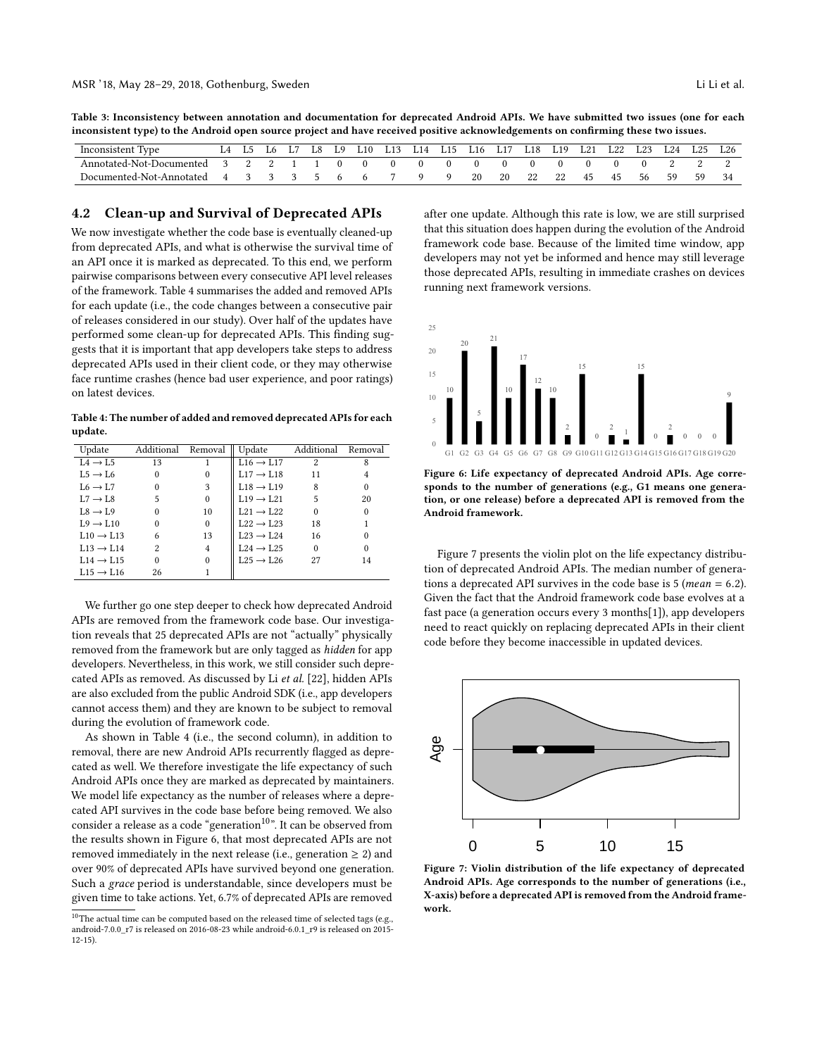Table 3: Inconsistency between annotation and documentation for deprecated Android APIs. We have submitted two issues (one for each inconsistent type) to the Android open source project and have received positive acknowledgements on confirming these two issues.

| Inconsistent Type | L4 | L5 | L6 | L7 | L8 | L9 | L10 | L13 | L14 | L15 | L16 | L17 | L18 | L19 | L21 | L22 | L23 | L24 | L25 | L26 |
|---|---|---|---|---|---|---|---|---|---|---|---|---|---|---|---|---|---|---|---|---|
| Annotated-Not-Documented | 3 | 2 | 2 | 1 | 1 | 0 | 0 | 0 | 0 | 0 | 0 | 0 | 0 | 0 | 0 | 0 | 0 | 2 | 2 | 2 |
| Documented-Not-Annotated | 4 | 3 | 3 | 3 | 5 | 6 | 6 | 7 | 9 | 9 | 20 | 20 | 22 | 22 | 45 | 45 | 56 | 59 | 59 | 34 |

## 4.2 Clean-up and Survival of Deprecated APIs

We now investigate whether the code base is eventually cleaned-up from deprecated APIs, and what is otherwise the survival time of an API once it is marked as deprecated. To this end, we perform pairwise comparisons between every consecutive API level releases of the framework. Table 4 summarises the added and removed APIs for each update (i.e., the code changes between a consecutive pair of releases considered in our study). Over half of the updates have performed some clean-up for deprecated APIs. This finding suggests that it is important that app developers take steps to address deprecated APIs used in their client code, or they may otherwise face runtime crashes (hence bad user experience, and poor ratings) on latest devices.

Table 4: The number of added and removed deprecated APIs for each update.

| Update | Additional | Removal | Update | Additional | Removal |
|---|---|---|---|---|---|
| L4 → L5 | 13 | 1 | L16 → L17 | 2 | 8 |
| L5 → L6 | 0 | 0 | L17 → L18 | 11 | 4 |
| L6 → L7 | 0 | 3 | L18 → L19 | 8 | 0 |
| L7 → L8 | 5 | 0 | L19 → L21 | 5 | 20 |
| L8 → L9 | 0 | 10 | L21 → L22 | 0 | 0 |
| L9 → L10 | 0 | 0 | L22 → L23 | 18 | 1 |
| L10 → L13 | 6 | 13 | L23 → L24 | 16 | 0 |
| L13 → L14 | 2 | 4 | L24 → L25 | 0 | 0 |
| L14 → L15 | 0 | 0 | L25 → L26 | 27 | 14 |
| L15 → L16 | 26 | 1 | | | |

We further go one step deeper to check how deprecated Android APIs are removed from the framework code base. Our investigation reveals that 25 deprecated APIs are not "actually" physically removed from the framework but are only tagged as *hidden* for app developers. Nevertheless, in this work, we still consider such deprecated APIs as removed. As discussed by Li *et al.* [22], hidden APIs are also excluded from the public Android SDK (i.e., app developers cannot access them) and they are known to be subject to removal during the evolution of framework code.

As shown in Table 4 (i.e., the second column), in addition to removal, there are new Android APIs recurrently flagged as deprecated as well. We therefore investigate the life expectancy of such Android APIs once they are marked as deprecated by maintainers. We model life expectancy as the number of releases where a deprecated API survives in the code base before being removed. We also consider a release as a code "generation[10]". It can be observed from the results shown in Figure 6, that most deprecated APIs are not removed immediately in the next release (i.e., generation ≥ 2) and over 90% of deprecated APIs have survived beyond one generation. Such a *grace* period is understandable, since developers must be given time to take actions. Yet, 6.7% of deprecated APIs are removed after one update. Although this rate is low, we are still surprised that this situation does happen during the evolution of the Android framework code base. Because of the limited time window, app developers may not yet be informed and hence may still leverage those deprecated APIs, resulting in immediate crashes on devices running next framework versions.

Figure 6: Life expectancy of deprecated Android APIs. Age corresponds to the number of generations (e.g., G1 means one generation, or one release) before a deprecated API is removed from the Android framework.

Figure 7 presents the violin plot on the life expectancy distribution of deprecated Android APIs. The median number of generations a deprecated API survives in the code base is 5 (*mean* = 6.2). Given the fact that the Android framework code base evolves at a fast pace (a generation occurs every 3 months[1]), app developers need to react quickly on replacing deprecated APIs in their client code before they become inaccessible in updated devices.

Figure 7: Violin distribution of the life expectancy of deprecated Android APIs. Age corresponds to the number of generations (i.e., X-axis) before a deprecated API is removed from the Android framework.

[10] The actual time can be computed based on the released time of selected tags (e.g., android-7.0.0_r7 is released on 2016-08-23 while android-6.0.1_r9 is released on 2015-12-15).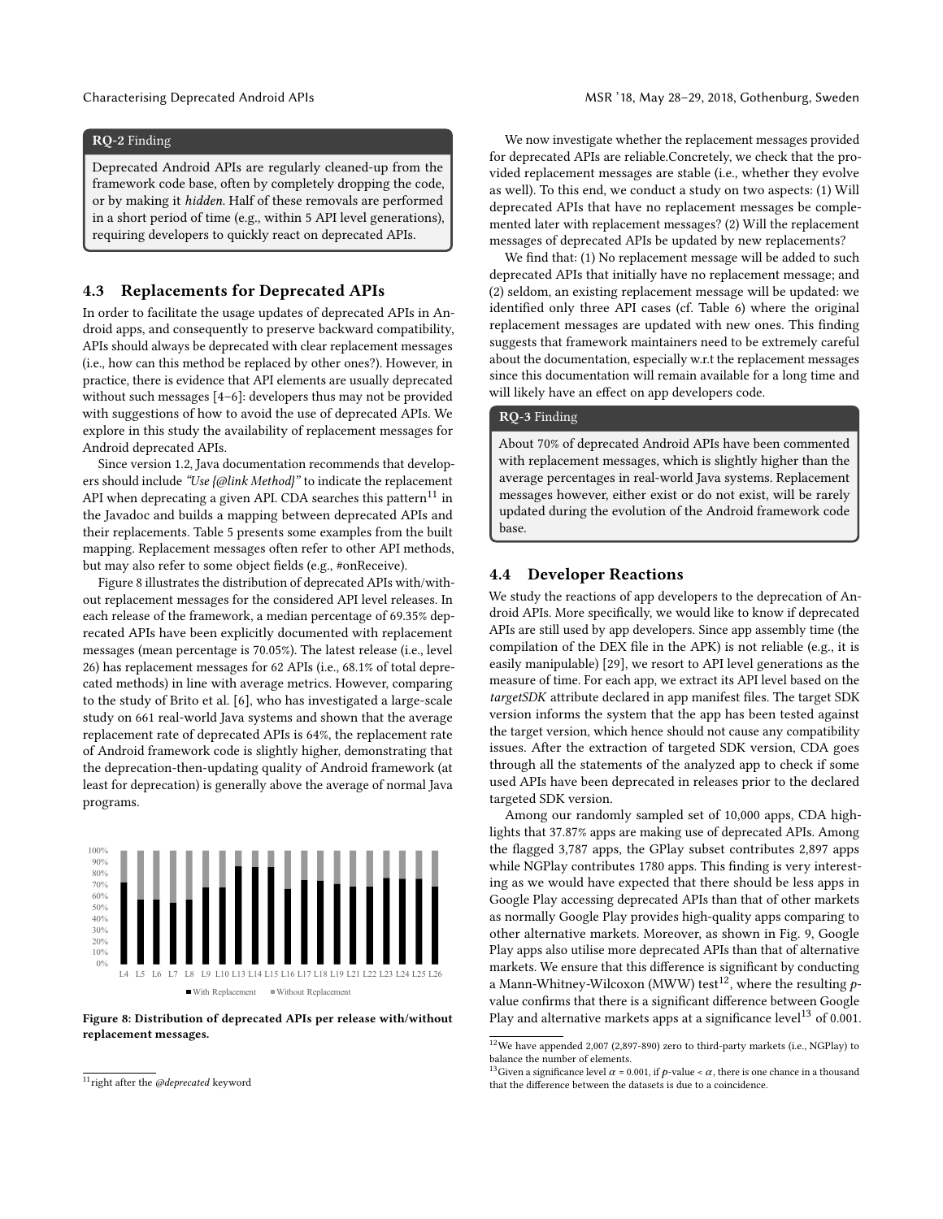> **RQ-2 Finding**
>
> Deprecated Android APIs are regularly cleaned-up from the framework code base, often by completely dropping the code, or by making it *hidden*. Half of these removals are performed in a short period of time (e.g., within 5 API level generations), requiring developers to quickly react on deprecated APIs.

### 4.3 Replacements for Deprecated APIs

In order to facilitate the usage updates of deprecated APIs in Android apps, and consequently to preserve backward compatibility, APIs should always be deprecated with clear replacement messages (i.e., how can this method be replaced by other ones?). However, in practice, there is evidence that API elements are usually deprecated without such messages [4–6]: developers thus may not be provided with suggestions of how to avoid the use of deprecated APIs. We explore in this study the availability of replacement messages for Android deprecated APIs.

Since version 1.2, Java documentation recommends that developers should include *"Use {@link Method}"* to indicate the replacement API when deprecating a given API. CDA searches this pattern[11] in the Javadoc and builds a mapping between deprecated APIs and their replacements. Table 5 presents some examples from the built mapping. Replacement messages often refer to other API methods, but may also refer to some object fields (e.g., #onReceive).

Figure 8 illustrates the distribution of deprecated APIs with/without replacement messages for the considered API level releases. In each release of the framework, a median percentage of 69.35% deprecated APIs have been explicitly documented with replacement messages (mean percentage is 70.05%). The latest release (i.e., level 26) has replacement messages for 62 APIs (i.e., 68.1% of total deprecated methods) in line with average metrics. However, comparing to the study of Brito et al. [6], who has investigated a large-scale study on 661 real-world Java systems and shown that the average replacement rate of deprecated APIs is 64%, the replacement rate of Android framework code is slightly higher, demonstrating that the deprecation-then-updating quality of Android framework (at least for deprecation) is generally above the average of normal Java programs.

Figure 8: Distribution of deprecated APIs per release with/without replacement messages.

We now investigate whether the replacement messages provided for deprecated APIs are reliable.Concretely, we check that the provided replacement messages are stable (i.e., whether they evolve as well). To this end, we conduct a study on two aspects: (1) Will deprecated APIs that have no replacement messages be complemented later with replacement messages? (2) Will the replacement messages of deprecated APIs be updated by new replacements?

We find that: (1) No replacement message will be added to such deprecated APIs that initially have no replacement message; and (2) seldom, an existing replacement message will be updated: we identified only three API cases (cf. Table 6) where the original replacement messages are updated with new ones. This finding suggests that framework maintainers need to be extremely careful about the documentation, especially w.r.t the replacement messages since this documentation will remain available for a long time and will likely have an effect on app developers code.

> **RQ-3 Finding**
>
> About 70% of deprecated Android APIs have been commented with replacement messages, which is slightly higher than the average percentages in real-world Java systems. Replacement messages however, either exist or do not exist, will be rarely updated during the evolution of the Android framework code base.

### 4.4 Developer Reactions

We study the reactions of app developers to the deprecation of Android APIs. More specifically, we would like to know if deprecated APIs are still used by app developers. Since app assembly time (the compilation of the DEX file in the APK) is not reliable (e.g., it is easily manipulable) [29], we resort to API level generations as the measure of time. For each app, we extract its API level based on the *targetSDK* attribute declared in app manifest files. The target SDK version informs the system that the app has been tested against the target version, which hence should not cause any compatibility issues. After the extraction of targeted SDK version, CDA goes through all the statements of the analyzed app to check if some used APIs have been deprecated in releases prior to the declared targeted SDK version.

Among our randomly sampled set of 10,000 apps, CDA highlights that 37.87% apps are making use of deprecated APIs. Among the flagged 3,787 apps, the GPlay subset contributes 2,897 apps while NGPlay contributes 1780 apps. This finding is very interesting as we would have expected that there should be less apps in Google Play accessing deprecated APIs than that of other markets as normally Google Play provides high-quality apps comparing to other alternative markets. Moreover, as shown in Fig. 9, Google Play apps also utilise more deprecated APIs than that of alternative markets. We ensure that this difference is significant by conducting a Mann-Whitney-Wilcoxon (MWW) test[12], where the resulting $p$-value confirms that there is a significant difference between Google Play and alternative markets apps at a significance level[13] of 0.001.

---

[11] right after the *@deprecated* keyword

[12] We have appended 2,007 (2,897-890) zero to third-party markets (i.e., NGPlay) to balance the number of elements.

[13] Given a significance level $\alpha = 0.001$, if $p$-value $< \alpha$, there is one chance in a thousand that the difference between the datasets is due to a coincidence.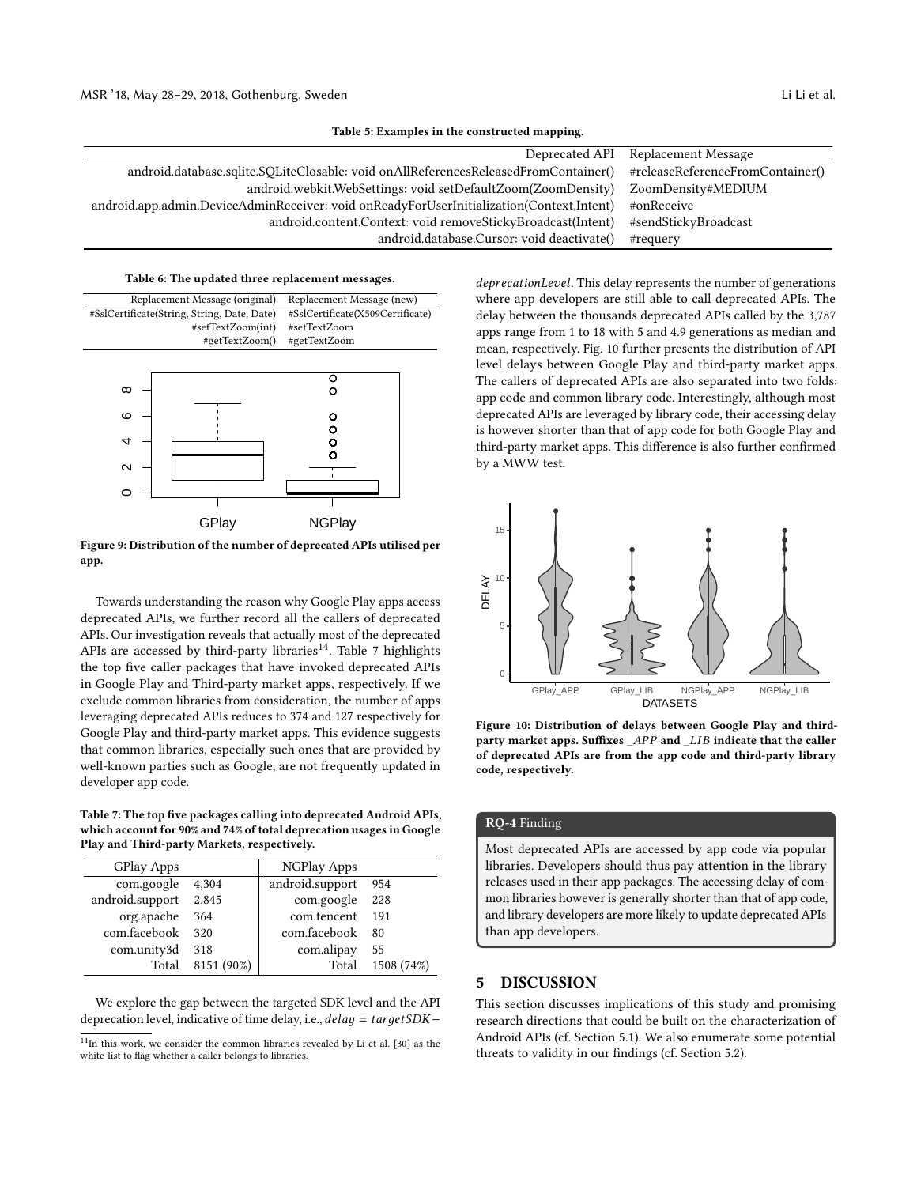**Table 5: Examples in the constructed mapping.**

| Deprecated API | Replacement Message |
| --- | --- |
| android.database.sqlite.SQLiteClosable: void onAllReferencesReleasedFromContainer() | #releaseReferenceFromContainer() |
| android.webkit.WebSettings: void setDefaultZoom(ZoomDensity) | ZoomDensity#MEDIUM |
| android.app.admin.DeviceAdminReceiver: void onReadyForUserInitialization(Context,Intent) | #onReceive |
| android.content.Context: void removeStickyBroadcast(Intent) | #sendStickyBroadcast |
| android.database.Cursor: void deactivate() | #requery |

**Table 6: The updated three replacement messages.**

| Replacement Message (original) | Replacement Message (new) |
| --- | --- |
| #SslCertificate(String, String, Date, Date) | #SslCertificate(X509Certificate) |
| #setTextZoom(int) | #setTextZoom |
| #getTextZoom() | #getTextZoom |

**Figure 9: Distribution of the number of deprecated APIs utilised per app.**

Towards understanding the reason why Google Play apps access deprecated APIs, we further record all the callers of deprecated APIs. Our investigation reveals that actually most of the deprecated APIs are accessed by third-party libraries[14]. Table 7 highlights the top five caller packages that have invoked deprecated APIs in Google Play and Third-party market apps, respectively. If we exclude common libraries from consideration, the number of apps leveraging deprecated APIs reduces to 374 and 127 respectively for Google Play and third-party market apps. This evidence suggests that common libraries, especially such ones that are provided by well-known parties such as Google, are not frequently updated in developer app code.

**Table 7: The top five packages calling into deprecated Android APIs, which account for 90% and 74% of total deprecation usages in Google Play and Third-party Markets, respectively.**

| GPlay Apps | | NGPlay Apps | |
| --- | --- | --- | --- |
| com.google | 4,304 | android.support | 954 |
| android.support | 2,845 | com.google | 228 |
| org.apache | 364 | com.tencent | 191 |
| com.facebook | 320 | com.facebook | 80 |
| com.unity3d | 318 | com.alipay | 55 |
| Total | 8151 (90%) | Total | 1508 (74%) |

We explore the gap between the targeted SDK level and the API deprecation level, indicative of time delay, i.e., $delay = targetSDK - deprecationLevel$. This delay represents the number of generations where app developers are still able to call deprecated APIs. The delay between the thousands deprecated APIs called by the 3,787 apps range from 1 to 18 with 5 and 4.9 generations as median and mean, respectively. Fig. 10 further presents the distribution of API level delays between Google Play and third-party market apps. The callers of deprecated APIs are also separated into two folds: app code and common library code. Interestingly, although most deprecated APIs are leveraged by library code, their accessing delay is however shorter than that of app code for both Google Play and third-party market apps. This difference is also further confirmed by a MWW test.

**Figure 10: Distribution of delays between Google Play and third-party market apps. Suffixes $\_APP$ and $\_LIB$ indicate that the caller of deprecated APIs are from the app code and third-party library code, respectively.**

> **RQ-4** Finding
>
> Most deprecated APIs are accessed by app code via popular libraries. Developers should thus pay attention in the library releases used in their app packages. The accessing delay of common libraries however is generally shorter than that of app code, and library developers are more likely to update deprecated APIs than app developers.

## 5 DISCUSSION

This section discusses implications of this study and promising research directions that could be built on the characterization of Android APIs (cf. Section 5.1). We also enumerate some potential threats to validity in our findings (cf. Section 5.2).

[14] In this work, we consider the common libraries revealed by Li et al. [30] as the white-list to flag whether a caller belongs to libraries.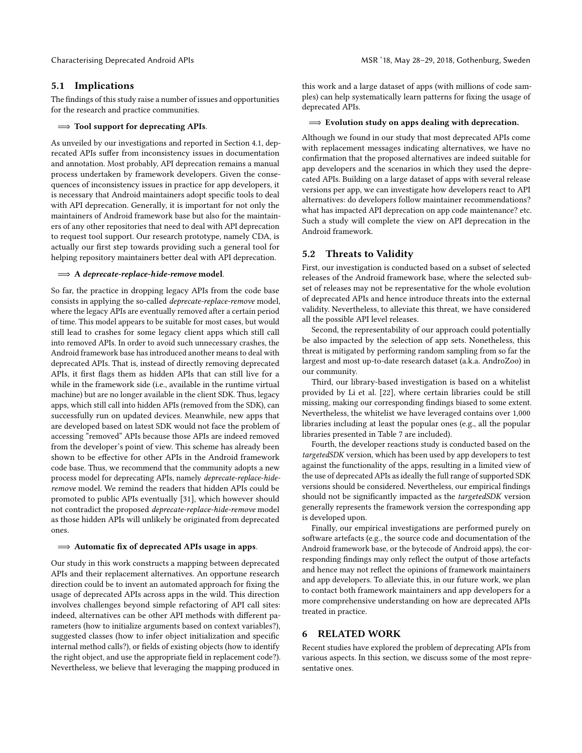### 5.1 Implications

The findings of this study raise a number of issues and opportunities for the research and practice communities.

$\Longrightarrow$ **Tool support for deprecating APIs**.

As unveiled by our investigations and reported in Section 4.1, deprecated APIs suffer from inconsistency issues in documentation and annotation. Most probably, API deprecation remains a manual process undertaken by framework developers. Given the consequences of inconsistency issues in practice for app developers, it is necessary that Android maintainers adopt specific tools to deal with API deprecation. Generally, it is important for not only the maintainers of Android framework base but also for the maintainers of any other repositories that need to deal with API deprecation to request tool support. Our research prototype, namely CDA, is actually our first step towards providing such a general tool for helping repository maintainers better deal with API deprecation.

$\Longrightarrow$ **A *deprecate-replace-hide-remove* model**.

So far, the practice in dropping legacy APIs from the code base consists in applying the so-called *deprecate-replace-remove* model, where the legacy APIs are eventually removed after a certain period of time. This model appears to be suitable for most cases, but would still lead to crashes for some legacy client apps which still call into removed APIs. In order to avoid such unnecessary crashes, the Android framework base has introduced another means to deal with deprecated APIs. That is, instead of directly removing deprecated APIs, it first flags them as hidden APIs that can still live for a while in the framework side (i.e., available in the runtime virtual machine) but are no longer available in the client SDK. Thus, legacy apps, which still call into hidden APIs (removed from the SDK), can successfully run on updated devices. Meanwhile, new apps that are developed based on latest SDK would not face the problem of accessing "removed" APIs because those APIs are indeed removed from the developer's point of view. This scheme has already been shown to be effective for other APIs in the Android framework code base. Thus, we recommend that the community adopts a new process model for deprecating APIs, namely *deprecate-replace-hide-remove* model. We remind the readers that hidden APIs could be promoted to public APIs eventually [31], which however should not contradict the proposed *deprecate-replace-hide-remove* model as those hidden APIs will unlikely be originated from deprecated ones.

$\Longrightarrow$ **Automatic fix of deprecated APIs usage in apps**.

Our study in this work constructs a mapping between deprecated APIs and their replacement alternatives. An opportune research direction could be to invent an automated approach for fixing the usage of deprecated APIs across apps in the wild. This direction involves challenges beyond simple refactoring of API call sites: indeed, alternatives can be other API methods with different parameters (how to initialize arguments based on context variables?), suggested classes (how to infer object initialization and specific internal method calls?), or fields of existing objects (how to identify the right object, and use the appropriate field in replacement code?). Nevertheless, we believe that leveraging the mapping produced in this work and a large dataset of apps (with millions of code samples) can help systematically learn patterns for fixing the usage of deprecated APIs.

$\Longrightarrow$ **Evolution study on apps dealing with deprecation.**

Although we found in our study that most deprecated APIs come with replacement messages indicating alternatives, we have no confirmation that the proposed alternatives are indeed suitable for app developers and the scenarios in which they used the deprecated APIs. Building on a large dataset of apps with several release versions per app, we can investigate how developers react to API alternatives: do developers follow maintainer recommendations? what has impacted API deprecation on app code maintenance? etc. Such a study will complete the view on API deprecation in the Android framework.

### 5.2 Threats to Validity

First, our investigation is conducted based on a subset of selected releases of the Android framework base, where the selected subset of releases may not be representative for the whole evolution of deprecated APIs and hence introduce threats into the external validity. Nevertheless, to alleviate this threat, we have considered all the possible API level releases.

Second, the representability of our approach could potentially be also impacted by the selection of app sets. Nonetheless, this threat is mitigated by performing random sampling from so far the largest and most up-to-date research dataset (a.k.a. AndroZoo) in our community.

Third, our library-based investigation is based on a whitelist provided by Li et al. [22], where certain libraries could be still missing, making our corresponding findings biased to some extent. Nevertheless, the whitelist we have leveraged contains over 1,000 libraries including at least the popular ones (e.g., all the popular libraries presented in Table 7 are included).

Fourth, the developer reactions study is conducted based on the *targetedSDK* version, which has been used by app developers to test against the functionality of the apps, resulting in a limited view of the use of deprecated APIs as ideally the full range of supported SDK versions should be considered. Nevertheless, our empirical findings should not be significantly impacted as the *targetedSDK* version generally represents the framework version the corresponding app is developed upon.

Finally, our empirical investigations are performed purely on software artefacts (e.g., the source code and documentation of the Android framework base, or the bytecode of Android apps), the corresponding findings may only reflect the output of those artefacts and hence may not reflect the opinions of framework maintainers and app developers. To alleviate this, in our future work, we plan to contact both framework maintainers and app developers for a more comprehensive understanding on how are deprecated APIs treated in practice.

## 6 RELATED WORK

Recent studies have explored the problem of deprecating APIs from various aspects. In this section, we discuss some of the most representative ones.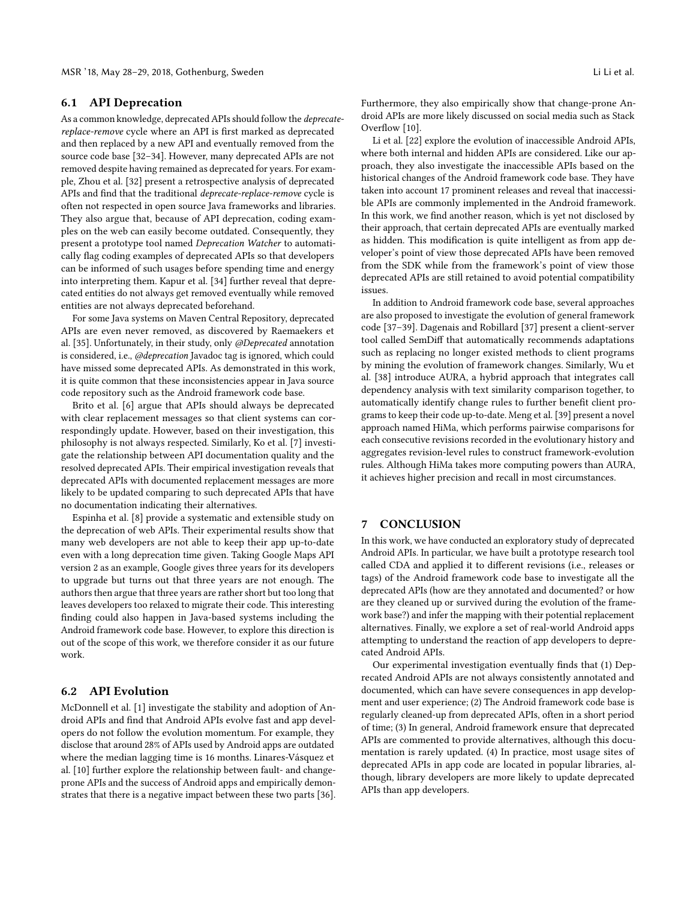### 6.1 API Deprecation

As a common knowledge, deprecated APIs should follow the *deprecate-replace-remove* cycle where an API is first marked as deprecated and then replaced by a new API and eventually removed from the source code base [32–34]. However, many deprecated APIs are not removed despite having remained as deprecated for years. For example, Zhou et al. [32] present a retrospective analysis of deprecated APIs and find that the traditional *deprecate-replace-remove* cycle is often not respected in open source Java frameworks and libraries. They also argue that, because of API deprecation, coding examples on the web can easily become outdated. Consequently, they present a prototype tool named *Deprecation Watcher* to automatically flag coding examples of deprecated APIs so that developers can be informed of such usages before spending time and energy into interpreting them. Kapur et al. [34] further reveal that deprecated entities do not always get removed eventually while removed entities are not always deprecated beforehand.

For some Java systems on Maven Central Repository, deprecated APIs are even never removed, as discovered by Raemaekers et al. [35]. Unfortunately, in their study, only *@Deprecated* annotation is considered, i.e., *@deprecation* Javadoc tag is ignored, which could have missed some deprecated APIs. As demonstrated in this work, it is quite common that these inconsistencies appear in Java source code repository such as the Android framework code base.

Brito et al. [6] argue that APIs should always be deprecated with clear replacement messages so that client systems can correspondingly update. However, based on their investigation, this philosophy is not always respected. Similarly, Ko et al. [7] investigate the relationship between API documentation quality and the resolved deprecated APIs. Their empirical investigation reveals that deprecated APIs with documented replacement messages are more likely to be updated comparing to such deprecated APIs that have no documentation indicating their alternatives.

Espinha et al. [8] provide a systematic and extensible study on the deprecation of web APIs. Their experimental results show that many web developers are not able to keep their app up-to-date even with a long deprecation time given. Taking Google Maps API version 2 as an example, Google gives three years for its developers to upgrade but turns out that three years are not enough. The authors then argue that three years are rather short but too long that leaves developers too relaxed to migrate their code. This interesting finding could also happen in Java-based systems including the Android framework code base. However, to explore this direction is out of the scope of this work, we therefore consider it as our future work.

### 6.2 API Evolution

McDonnell et al. [1] investigate the stability and adoption of Android APIs and find that Android APIs evolve fast and app developers do not follow the evolution momentum. For example, they disclose that around 28% of APIs used by Android apps are outdated where the median lagging time is 16 months. Linares-Vásquez et al. [10] further explore the relationship between fault- and change-prone APIs and the success of Android apps and empirically demonstrates that there is a negative impact between these two parts [36]. Furthermore, they also empirically show that change-prone Android APIs are more likely discussed on social media such as Stack Overflow [10].

Li et al. [22] explore the evolution of inaccessible Android APIs, where both internal and hidden APIs are considered. Like our approach, they also investigate the inaccessible APIs based on the historical changes of the Android framework code base. They have taken into account 17 prominent releases and reveal that inaccessible APIs are commonly implemented in the Android framework. In this work, we find another reason, which is yet not disclosed by their approach, that certain deprecated APIs are eventually marked as hidden. This modification is quite intelligent as from app developer's point of view those deprecated APIs have been removed from the SDK while from the framework's point of view those deprecated APIs are still retained to avoid potential compatibility issues.

In addition to Android framework code base, several approaches are also proposed to investigate the evolution of general framework code [37–39]. Dagenais and Robillard [37] present a client-server tool called SemDiff that automatically recommends adaptations such as replacing no longer existed methods to client programs by mining the evolution of framework changes. Similarly, Wu et al. [38] introduce AURA, a hybrid approach that integrates call dependency analysis with text similarity comparison together, to automatically identify change rules to further benefit client programs to keep their code up-to-date. Meng et al. [39] present a novel approach named HiMa, which performs pairwise comparisons for each consecutive revisions recorded in the evolutionary history and aggregates revision-level rules to construct framework-evolution rules. Although HiMa takes more computing powers than AURA, it achieves higher precision and recall in most circumstances.

## 7 CONCLUSION

In this work, we have conducted an exploratory study of deprecated Android APIs. In particular, we have built a prototype research tool called CDA and applied it to different revisions (i.e., releases or tags) of the Android framework code base to investigate all the deprecated APIs (how are they annotated and documented? or how are they cleaned up or survived during the evolution of the framework base?) and infer the mapping with their potential replacement alternatives. Finally, we explore a set of real-world Android apps attempting to understand the reaction of app developers to deprecated Android APIs.

Our experimental investigation eventually finds that (1) Deprecated Android APIs are not always consistently annotated and documented, which can have severe consequences in app development and user experience; (2) The Android framework code base is regularly cleaned-up from deprecated APIs, often in a short period of time; (3) In general, Android framework ensure that deprecated APIs are commented to provide alternatives, although this documentation is rarely updated. (4) In practice, most usage sites of deprecated APIs in app code are located in popular libraries, although, library developers are more likely to update deprecated APIs than app developers.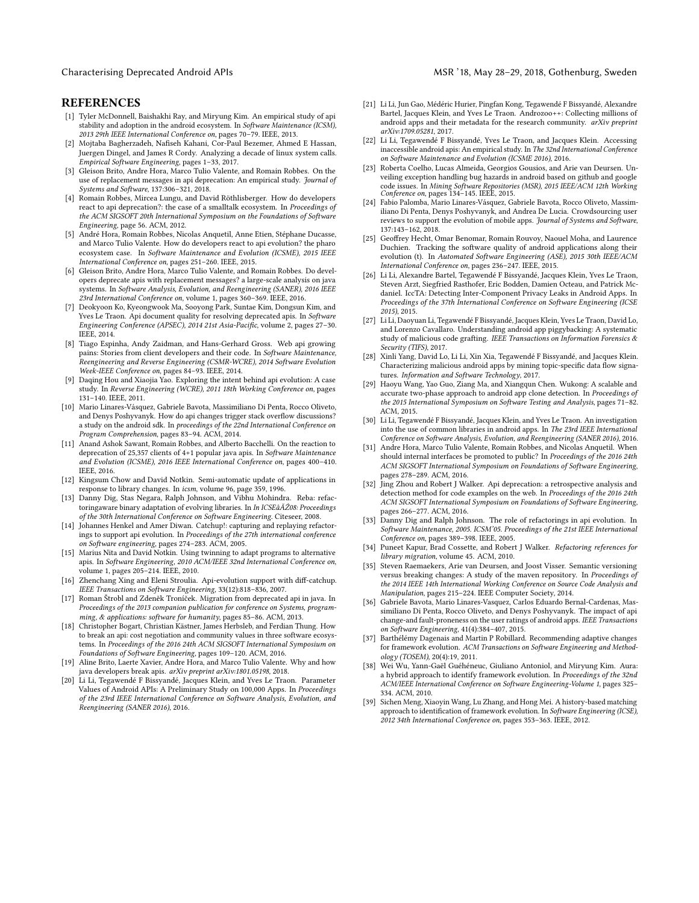## REFERENCES

[1] Tyler McDonnell, Baishakhi Ray, and Miryung Kim. An empirical study of api stability and adoption in the android ecosystem. In *Software Maintenance (ICSM), 2013 29th IEEE International Conference on*, pages 70–79. IEEE, 2013.

[2] Mojtaba Bagherzadeh, Nafiseh Kahani, Cor-Paul Bezemer, Ahmed E Hassan, Juergen Dingel, and James R Cordy. Analyzing a decade of linux system calls. *Empirical Software Engineering*, pages 1–33, 2017.

[3] Gleison Brito, Andre Hora, Marco Tulio Valente, and Romain Robbes. On the use of replacement messages in api deprecation: An empirical study. *Journal of Systems and Software*, 137:306–321, 2018.

[4] Romain Robbes, Mircea Lungu, and David Röthlisberger. How do developers react to api deprecation?: the case of a smalltalk ecosystem. In *Proceedings of the ACM SIGSOFT 20th International Symposium on the Foundations of Software Engineering*, page 56. ACM, 2012.

[5] André Hora, Romain Robbes, Nicolas Anquetil, Anne Etien, Stéphane Ducasse, and Marco Tulio Valente. How do developers react to api evolution? the pharo ecosystem case. In *Software Maintenance and Evolution (ICSME), 2015 IEEE International Conference on*, pages 251–260. IEEE, 2015.

[6] Gleison Brito, Andre Hora, Marco Tulio Valente, and Romain Robbes. Do developers deprecate apis with replacement messages? a large-scale analysis on java systems. In *Software Analysis, Evolution, and Reengineering (SANER), 2016 IEEE 23rd International Conference on*, volume 1, pages 360–369. IEEE, 2016.

[7] Deokyoon Ko, Kyeongwook Ma, Sooyong Park, Suntae Kim, Dongsun Kim, and Yves Le Traon. Api document quality for resolving deprecated apis. In *Software Engineering Conference (APSEC), 2014 21st Asia-Pacific*, volume 2, pages 27–30. IEEE, 2014.

[8] Tiago Espinha, Andy Zaidman, and Hans-Gerhard Gross. Web api growing pains: Stories from client developers and their code. In *Software Maintenance, Reengineering and Reverse Engineering (CSMR-WCRE), 2014 Software Evolution Week-IEEE Conference on*, pages 84–93. IEEE, 2014.

[9] Daqing Hou and Xiaojia Yao. Exploring the intent behind api evolution: A case study. In *Reverse Engineering (WCRE), 2011 18th Working Conference on*, pages 131–140. IEEE, 2011.

[10] Mario Linares-Vásquez, Gabriele Bavota, Massimiliano Di Penta, Rocco Oliveto, and Denys Poshyvanyk. How do api changes trigger stack overflow discussions? a study on the android sdk. In *proceedings of the 22nd International Conference on Program Comprehension*, pages 83–94. ACM, 2014.

[11] Anand Ashok Sawant, Romain Robbes, and Alberto Bacchelli. On the reaction to deprecation of 25,357 clients of 4+1 popular java apis. In *Software Maintenance and Evolution (ICSME), 2016 IEEE International Conference on*, pages 400–410. IEEE, 2016.

[12] Kingsum Chow and David Notkin. Semi-automatic update of applications in response to library changes. In *icsm*, volume 96, page 359, 1996.

[13] Danny Dig, Stas Negara, Ralph Johnson, and Vibhu Mohindra. Reba: refactoringaware binary adaptation of evolving libraries. In *In ICSEâĂŹ08: Proceedings of the 30th International Conference on Software Engineering*. Citeseer, 2008.

[14] Johannes Henkel and Amer Diwan. Catchup!: capturing and replaying refactorings to support api evolution. In *Proceedings of the 27th international conference on Software engineering*, pages 274–283. ACM, 2005.

[15] Marius Nita and David Notkin. Using twinning to adapt programs to alternative apis. In *Software Engineering, 2010 ACM/IEEE 32nd International Conference on*, volume 1, pages 205–214. IEEE, 2010.

[16] Zhenchang Xing and Eleni Stroulia. Api-evolution support with diff-catchup. *IEEE Transactions on Software Engineering*, 33(12):818–836, 2007.

[17] Roman Štrobl and Zdeněk Troníček. Migration from deprecated api in java. In *Proceedings of the 2013 companion publication for conference on Systems, programming, & applications: software for humanity*, pages 85–86. ACM, 2013.

[18] Christopher Bogart, Christian Kästner, James Herbsleb, and Ferdian Thung. How to break an api: cost negotiation and community values in three software ecosystems. In *Proceedings of the 2016 24th ACM SIGSOFT International Symposium on Foundations of Software Engineering*, pages 109–120. ACM, 2016.

[19] Aline Brito, Laerte Xavier, Andre Hora, and Marco Tulio Valente. Why and how java developers break apis. *arXiv preprint arXiv:1801.05198*, 2018.

[20] Li Li, Tegawendé F Bissyandé, Jacques Klein, and Yves Le Traon. Parameter Values of Android APIs: A Preliminary Study on 100,000 Apps. In *Proceedings of the 23rd IEEE International Conference on Software Analysis, Evolution, and Reengineering (SANER 2016)*, 2016.

[21] Li Li, Jun Gao, Médéric Hurier, Pingfan Kong, Tegawendé F Bissyandé, Alexandre Bartel, Jacques Klein, and Yves Le Traon. Androzoo++: Collecting millions of android apps and their metadata for the research community. *arXiv preprint arXiv:1709.05281*, 2017.

[22] Li Li, Tegawendé F Bissyandé, Yves Le Traon, and Jacques Klein. Accessing inaccessible android apis: An empirical study. In *The 32nd International Conference on Software Maintenance and Evolution (ICSME 2016)*, 2016.

[23] Roberta Coelho, Lucas Almeida, Georgios Gousios, and Arie van Deursen. Unveiling exception handling bug hazards in android based on github and google code issues. In *Mining Software Repositories (MSR), 2015 IEEE/ACM 12th Working Conference on*, pages 134–145. IEEE, 2015.

[24] Fabio Palomba, Mario Linares-Vásquez, Gabriele Bavota, Rocco Oliveto, Massimiliano Di Penta, Denys Poshyvanyk, and Andrea De Lucia. Crowdsourcing user reviews to support the evolution of mobile apps. *Journal of Systems and Software*, 137:143–162, 2018.

[25] Geoffrey Hecht, Omar Benomar, Romain Rouvoy, Naouel Moha, and Laurence Duchien. Tracking the software quality of android applications along their evolution (t). In *Automated Software Engineering (ASE), 2015 30th IEEE/ACM International Conference on*, pages 236–247. IEEE, 2015.

[26] Li Li, Alexandre Bartel, Tegawendé F Bissyandé, Jacques Klein, Yves Le Traon, Steven Arzt, Siegfried Rasthofer, Eric Bodden, Damien Octeau, and Patrick Mcdaniel. IccTA: Detecting Inter-Component Privacy Leaks in Android Apps. In *Proceedings of the 37th International Conference on Software Engineering (ICSE 2015)*, 2015.

[27] Li Li, Daoyuan Li, Tegawendé F Bissyandé, Jacques Klein, Yves Le Traon, David Lo, and Lorenzo Cavallaro. Understanding android app piggybacking: A systematic study of malicious code grafting. *IEEE Transactions on Information Forensics & Security (TIFS)*, 2017.

[28] Xinli Yang, David Lo, Li Li, Xin Xia, Tegawendé F Bissyandé, and Jacques Klein. Characterizing malicious android apps by mining topic-specific data flow signatures. *Information and Software Technology*, 2017.

[29] Haoyu Wang, Yao Guo, Ziang Ma, and Xiangqun Chen. Wukong: A scalable and accurate two-phase approach to android app clone detection. In *Proceedings of the 2015 International Symposium on Software Testing and Analysis*, pages 71–82. ACM, 2015.

[30] Li Li, Tegawendé F Bissyandé, Jacques Klein, and Yves Le Traon. An investigation into the use of common libraries in android apps. In *The 23rd IEEE International Conference on Software Analysis, Evolution, and Reengineering (SANER 2016)*, 2016.

[31] Andre Hora, Marco Tulio Valente, Romain Robbes, and Nicolas Anquetil. When should internal interfaces be promoted to public? In *Proceedings of the 2016 24th ACM SIGSOFT International Symposium on Foundations of Software Engineering*, pages 278–289. ACM, 2016.

[32] Jing Zhou and Robert J Walker. Api deprecation: a retrospective analysis and detection method for code examples on the web. In *Proceedings of the 2016 24th ACM SIGSOFT International Symposium on Foundations of Software Engineering*, pages 266–277. ACM, 2016.

[33] Danny Dig and Ralph Johnson. The role of refactorings in api evolution. In *Software Maintenance, 2005. ICSM'05. Proceedings of the 21st IEEE International Conference on*, pages 389–398. IEEE, 2005.

[34] Puneet Kapur, Brad Cossette, and Robert J Walker. *Refactoring references for library migration*, volume 45. ACM, 2010.

[35] Steven Raemaekers, Arie van Deursen, and Joost Visser. Semantic versioning versus breaking changes: A study of the maven repository. In *Proceedings of the 2014 IEEE 14th International Working Conference on Source Code Analysis and Manipulation*, pages 215–224. IEEE Computer Society, 2014.

[36] Gabriele Bavota, Mario Linares-Vasquez, Carlos Eduardo Bernal-Cardenas, Massimiliano Di Penta, Rocco Oliveto, and Denys Poshyvanyk. The impact of api change-and fault-proneness on the user ratings of android apps. *IEEE Transactions on Software Engineering*, 41(4):384–407, 2015.

[37] Barthélémy Dagenais and Martin P Robillard. Recommending adaptive changes for framework evolution. *ACM Transactions on Software Engineering and Methodology (TOSEM)*, 20(4):19, 2011.

[38] Wei Wu, Yann-Gaël Guéhéneuc, Giuliano Antoniol, and Miryung Kim. Aura: a hybrid approach to identify framework evolution. In *Proceedings of the 32nd ACM/IEEE International Conference on Software Engineering-Volume 1*, pages 325–334. ACM, 2010.

[39] Sichen Meng, Xiaoyin Wang, Lu Zhang, and Hong Mei. A history-based matching approach to identification of framework evolution. In *Software Engineering (ICSE), 2012 34th International Conference on*, pages 353–363. IEEE, 2012.